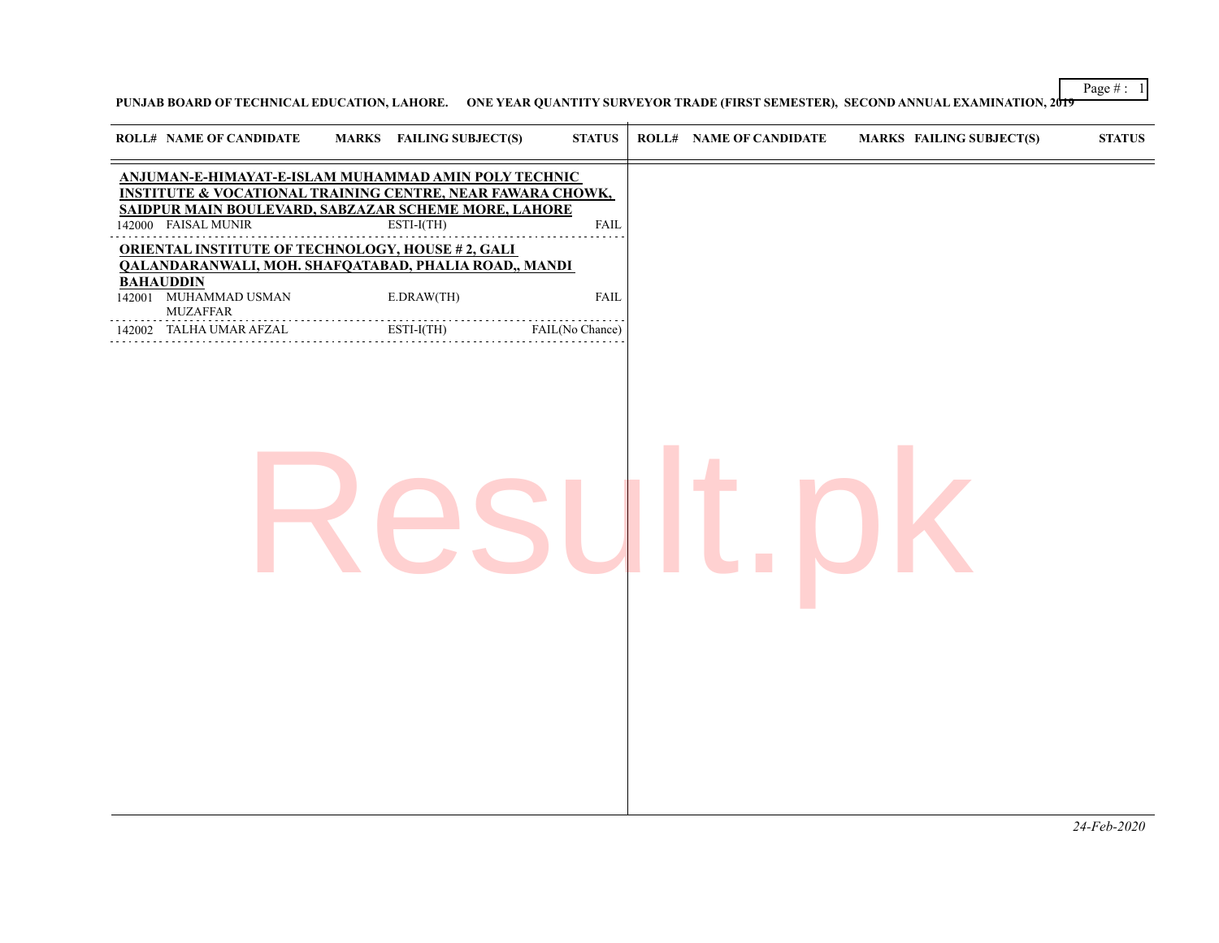**PUNJAB BOARD OF TECHNICAL EDUCATION, LAHORE. ONE YEAR QUANTITY SURVEYOR TRADE (FIRST SEMESTER), SECOND ANNUAL EXAMINATION, 2019**

| ROLL# | NAME OF CANDIDATE | MARKS | FAILING SUBJECT(S) | STATUS |
|---|---|---|---|---|
| **ANJUMAN-E-HIMAYAT-E-ISLAM MUHAMMAD AMIN POLY TECHNIC INSTITUTE & VOCATIONAL TRAINING CENTRE, NEAR FAWARA CHOWK, SAIDPUR MAIN BOULEVARD, SABZAZAR SCHEME MORE, LAHORE** | | | | |
| 142000 | FAISAL MUNIR | | ESTI-I(TH) | FAIL |
| **ORIENTAL INSTITUTE OF TECHNOLOGY, HOUSE # 2, GALI QALANDARANWALI, MOH. SHAFQATABAD, PHALIA ROAD,, MANDI BAHAUDDIN** | | | | |
| 142001 | MUHAMMAD USMAN MUZAFFAR | | E.DRAW(TH) | FAIL |
| 142002 | TALHA UMAR AFZAL | | ESTI-I(TH) | FAIL(No Chance) |

*24-Feb-2020*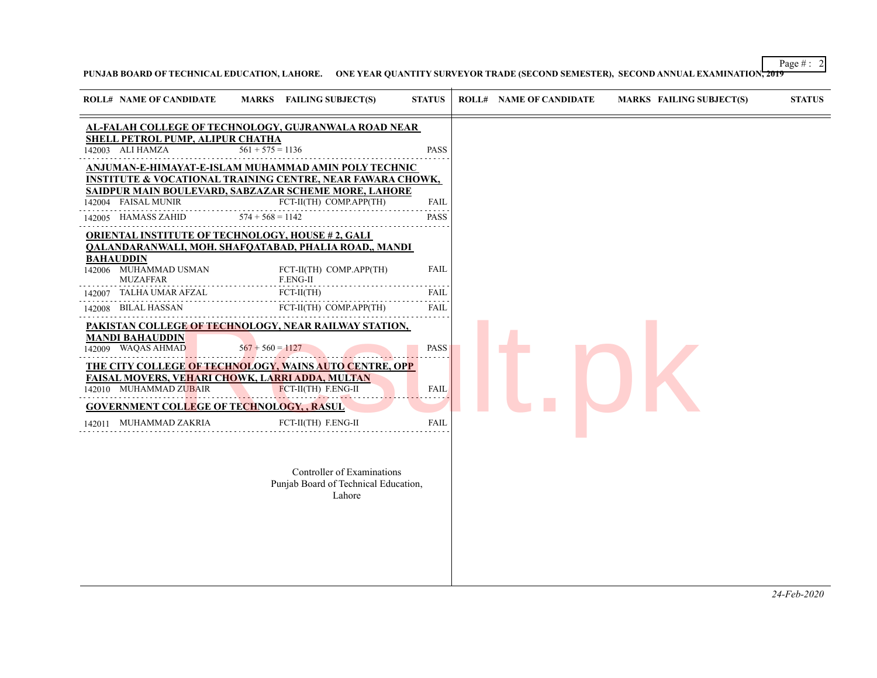**PUNJAB BOARD OF TECHNICAL EDUCATION, LAHORE. ONE YEAR QUANTITY SURVEYOR TRADE (SECOND SEMESTER), SECOND ANNUAL EXAMINATION, 2019**

| ROLL# | NAME OF CANDIDATE | MARKS | FAILING SUBJECT(S) | STATUS |
|---|---|---|---|---|
| **AL-FALAH COLLEGE OF TECHNOLOGY, GUJRANWALA ROAD NEAR SHELL PETROL PUMP, ALIPUR CHATHA** | | | | |
| 142003 | ALI HAMZA | 561 + 575 = 1136 | | PASS |
| **ANJUMAN-E-HIMAYAT-E-ISLAM MUHAMMAD AMIN POLY TECHNIC INSTITUTE & VOCATIONAL TRAINING CENTRE, NEAR FAWARA CHOWK, SAIDPUR MAIN BOULEVARD, SABZAZAR SCHEME MORE, LAHORE** | | | | |
| 142004 | FAISAL MUNIR | | FCT-II(TH) COMP.APP(TH) | FAIL |
| 142005 | HAMASS ZAHID | 574 + 568 = 1142 | | PASS |
| **ORIENTAL INSTITUTE OF TECHNOLOGY, HOUSE # 2, GALI QALANDARANWALI, MOH. SHAFQATABAD, PHALIA ROAD,, MANDI BAHAUDDIN** | | | | |
| 142006 | MUHAMMAD USMAN MUZAFFAR | | FCT-II(TH) COMP.APP(TH) F.ENG-II | FAIL |
| 142007 | TALHA UMAR AFZAL | | FCT-II(TH) | FAIL |
| 142008 | BILAL HASSAN | | FCT-II(TH) COMP.APP(TH) | FAIL |
| **PAKISTAN COLLEGE OF TECHNOLOGY, NEAR RAILWAY STATION, MANDI BAHAUDDIN** | | | | |
| 142009 | WAQAS AHMAD | 567 + 560 = 1127 | | PASS |
| **THE CITY COLLEGE OF TECHNOLOGY, WAINS AUTO CENTRE, OPP FAISAL MOVERS, VEHARI CHOWK, LARRI ADDA, MULTAN** | | | | |
| 142010 | MUHAMMAD ZUBAIR | | FCT-II(TH) F.ENG-II | FAIL |
| **GOVERNMENT COLLEGE OF TECHNOLOGY, , RASUL** | | | | |
| 142011 | MUHAMMAD ZAKRIA | | FCT-II(TH) F.ENG-II | FAIL |

Controller of Examinations
Punjab Board of Technical Education,
Lahore

*24-Feb-2020*